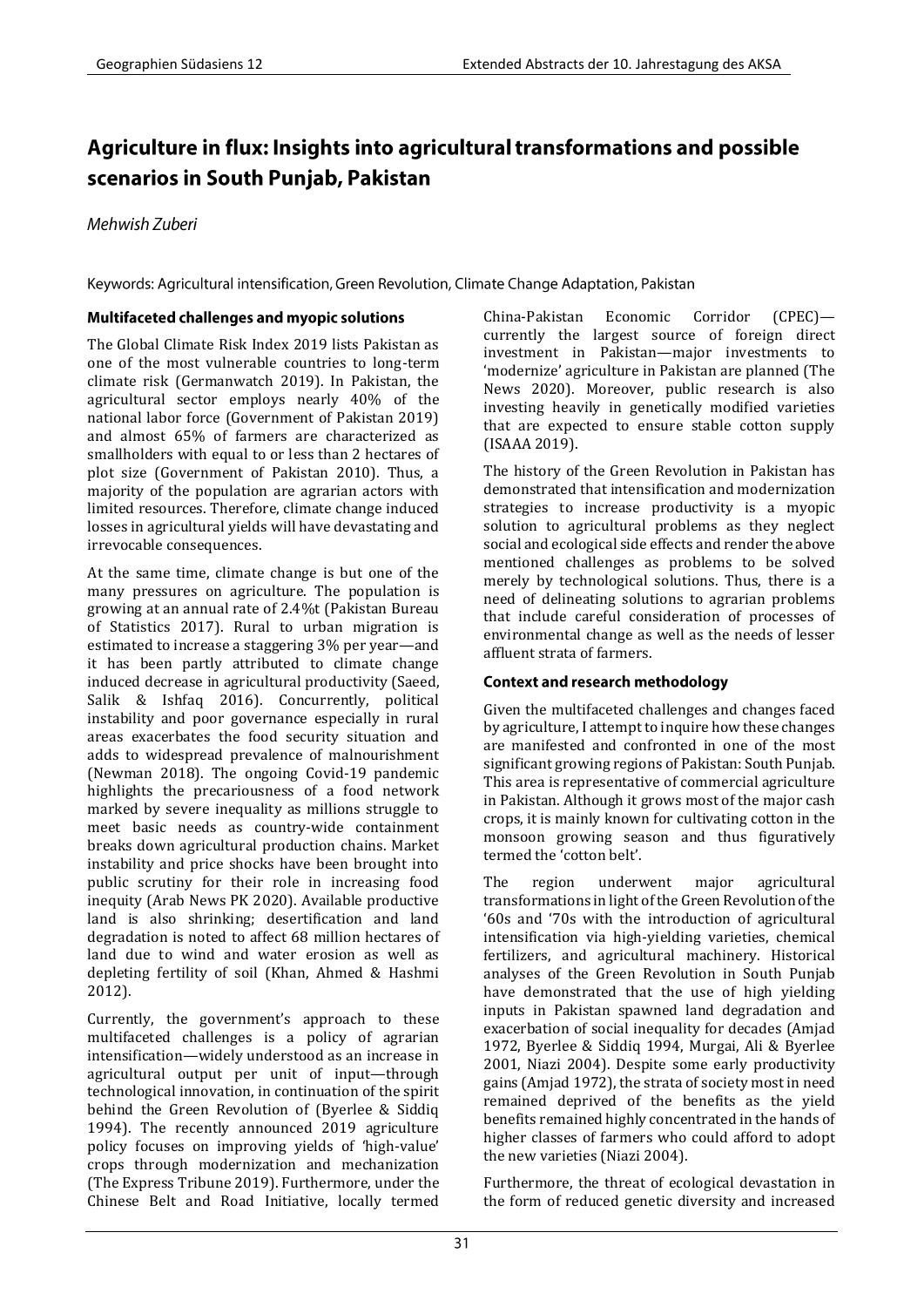# Agriculture in flux: Insights into agricultural transformations and possible scenarios in South Punjab, Pakistan

*Mehwish Zuberi*

Keywords: Agricultural intensification, Green Revolution, Climate Change Adaptation, Pakistan

## Multifaceted challenges and myopic solutions

The Global Climate Risk Index 2019 lists Pakistan as one of the most vulnerable countries to long-term climate risk (Germanwatch 2019). In Pakistan, the agricultural sector employs nearly 40% of the national labor force (Government of Pakistan 2019) and almost 65% of farmers are characterized as smallholders with equal to or less than 2 hectares of plot size (Government of Pakistan 2010). Thus, a majority of the population are agrarian actors with limited resources. Therefore, climate change induced losses in agricultural yields will have devastating and irrevocable consequences.

At the same time, climate change is but one of the many pressures on agriculture. The population is growing at an annual rate of 2.4%t (Pakistan Bureau of Statistics 2017). Rural to urban migration is estimated to increase a staggering 3% per year—and it has been partly attributed to climate change induced decrease in agricultural productivity (Saeed, Salik & Ishfaq 2016). Concurrently, political instability and poor governance especially in rural areas exacerbates the food security situation and adds to widespread prevalence of malnourishment (Newman 2018). The ongoing Covid-19 pandemic highlights the precariousness of a food network marked by severe inequality as millions struggle to meet basic needs as country-wide containment breaks down agricultural production chains. Market instability and price shocks have been brought into public scrutiny for their role in increasing food inequity (Arab News PK 2020). Available productive land is also shrinking; desertification and land degradation is noted to affect 68 million hectares of land due to wind and water erosion as well as depleting fertility of soil (Khan, Ahmed & Hashmi 2012).

Currently, the government's approach to these multifaceted challenges is a policy of agrarian intensification—widely understood as an increase in agricultural output per unit of input—through technological innovation, in continuation of the spirit behind the Green Revolution of (Byerlee & Siddiq 1994). The recently announced 2019 agriculture policy focuses on improving yields of 'high-value' crops through modernization and mechanization (The Express Tribune 2019). Furthermore, under the Chinese Belt and Road Initiative, locally termed China-Pakistan Economic Corridor (CPEC)—currently the largest source of foreign direct investment in Pakistan—major investments to 'modernize' agriculture in Pakistan are planned (The News 2020). Moreover, public research is also investing heavily in genetically modified varieties that are expected to ensure stable cotton supply (ISAAA 2019).

The history of the Green Revolution in Pakistan has demonstrated that intensification and modernization strategies to increase productivity is a myopic solution to agricultural problems as they neglect social and ecological side effects and render the above mentioned challenges as problems to be solved merely by technological solutions. Thus, there is a need of delineating solutions to agrarian problems that include careful consideration of processes of environmental change as well as the needs of lesser affluent strata of farmers.

## Context and research methodology

Given the multifaceted challenges and changes faced by agriculture, I attempt to inquire how these changes are manifested and confronted in one of the most significant growing regions of Pakistan: South Punjab. This area is representative of commercial agriculture in Pakistan. Although it grows most of the major cash crops, it is mainly known for cultivating cotton in the monsoon growing season and thus figuratively termed the 'cotton belt'.

The region underwent major agricultural transformations in light of the Green Revolution of the '60s and '70s with the introduction of agricultural intensification via high-yielding varieties, chemical fertilizers, and agricultural machinery. Historical analyses of the Green Revolution in South Punjab have demonstrated that the use of high yielding inputs in Pakistan spawned land degradation and exacerbation of social inequality for decades (Amjad 1972, Byerlee & Siddiq 1994, Murgai, Ali & Byerlee 2001, Niazi 2004). Despite some early productivity gains (Amjad 1972), the strata of society most in need remained deprived of the benefits as the yield benefits remained highly concentrated in the hands of higher classes of farmers who could afford to adopt the new varieties (Niazi 2004).

Furthermore, the threat of ecological devastation in the form of reduced genetic diversity and increased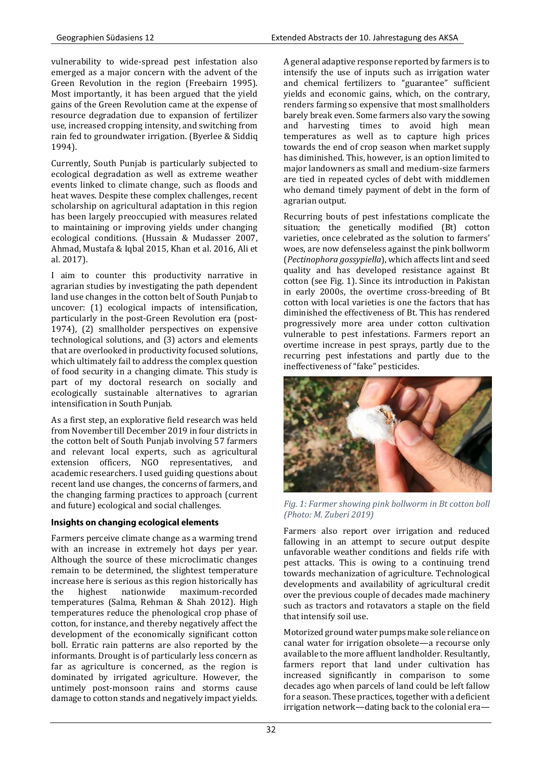vulnerability to wide-spread pest infestation also emerged as a major concern with the advent of the Green Revolution in the region (Freebairn 1995). Most importantly, it has been argued that the yield gains of the Green Revolution came at the expense of resource degradation due to expansion of fertilizer use, increased cropping intensity, and switching from rain fed to groundwater irrigation. (Byerlee & Siddiq 1994).

Currently, South Punjab is particularly subjected to ecological degradation as well as extreme weather events linked to climate change, such as floods and heat waves. Despite these complex challenges, recent scholarship on agricultural adaptation in this region has been largely preoccupied with measures related to maintaining or improving yields under changing ecological conditions. (Hussain & Mudasser 2007, Ahmad, Mustafa & Iqbal 2015, Khan et al. 2016, Ali et al. 2017).

I aim to counter this productivity narrative in agrarian studies by investigating the path dependent land use changes in the cotton belt of South Punjab to uncover: (1) ecological impacts of intensification, particularly in the post-Green Revolution era (post-1974), (2) smallholder perspectives on expensive technological solutions, and (3) actors and elements that are overlooked in productivity focused solutions, which ultimately fail to address the complex question of food security in a changing climate. This study is part of my doctoral research on socially and ecologically sustainable alternatives to agrarian intensification in South Punjab.

As a first step, an explorative field research was held from November till December 2019 in four districts in the cotton belt of South Punjab involving 57 farmers and relevant local experts, such as agricultural extension officers, NGO representatives, and academic researchers. I used guiding questions about recent land use changes, the concerns of farmers, and the changing farming practices to approach (current and future) ecological and social challenges.

### Insights on changing ecological elements

Farmers perceive climate change as a warming trend with an increase in extremely hot days per year. Although the source of these microclimatic changes remain to be determined, the slightest temperature increase here is serious as this region historically has the highest nationwide maximum-recorded temperatures (Salma, Rehman & Shah 2012). High temperatures reduce the phenological crop phase of cotton, for instance, and thereby negatively affect the development of the economically significant cotton boll. Erratic rain patterns are also reported by the informants. Drought is of particularly less concern as far as agriculture is concerned, as the region is dominated by irrigated agriculture. However, the untimely post-monsoon rains and storms cause damage to cotton stands and negatively impact yields.

A general adaptive response reported by farmers is to intensify the use of inputs such as irrigation water and chemical fertilizers to "guarantee" sufficient yields and economic gains, which, on the contrary, renders farming so expensive that most smallholders barely break even. Some farmers also vary the sowing and harvesting times to avoid high mean temperatures as well as to capture high prices towards the end of crop season when market supply has diminished. This, however, is an option limited to major landowners as small and medium-size farmers are tied in repeated cycles of debt with middlemen who demand timely payment of debt in the form of agrarian output.

Recurring bouts of pest infestations complicate the situation; the genetically modified (Bt) cotton varieties, once celebrated as the solution to farmers' woes, are now defenseless against the pink bollworm (*Pectinophora gossypiella*), which affects lint and seed quality and has developed resistance against Bt cotton (see Fig. 1). Since its introduction in Pakistan in early 2000s, the overtime cross-breeding of Bt cotton with local varieties is one the factors that has diminished the effectiveness of Bt. This has rendered progressively more area under cotton cultivation vulnerable to pest infestations. Farmers report an overtime increase in pest sprays, partly due to the recurring pest infestations and partly due to the ineffectiveness of "fake" pesticides.

*Fig. 1: Farmer showing pink bollworm in Bt cotton boll (Photo: M. Zuberi 2019)*

Farmers also report over irrigation and reduced fallowing in an attempt to secure output despite unfavorable weather conditions and fields rife with pest attacks. This is owing to a continuing trend towards mechanization of agriculture. Technological developments and availability of agricultural credit over the previous couple of decades made machinery such as tractors and rotavators a staple on the field that intensify soil use.

Motorized ground water pumps make sole reliance on canal water for irrigation obsolete—a recourse only available to the more affluent landholder. Resultantly, farmers report that land under cultivation has increased significantly in comparison to some decades ago when parcels of land could be left fallow for a season. These practices, together with a deficient irrigation network—dating back to the colonial era—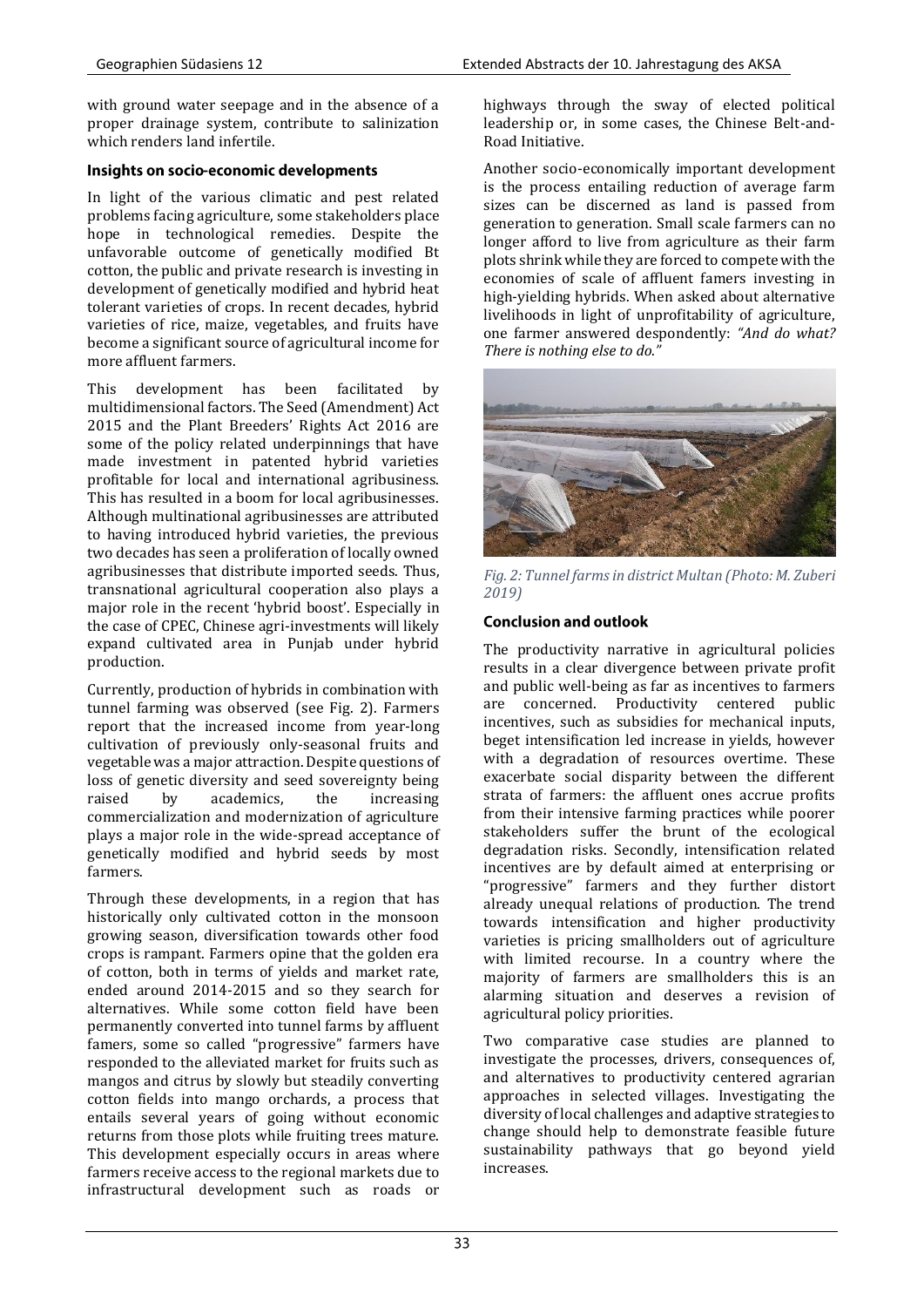with ground water seepage and in the absence of a proper drainage system, contribute to salinization which renders land infertile.

### Insights on socio-economic developments

In light of the various climatic and pest related problems facing agriculture, some stakeholders place hope in technological remedies. Despite the unfavorable outcome of genetically modified Bt cotton, the public and private research is investing in development of genetically modified and hybrid heat tolerant varieties of crops. In recent decades, hybrid varieties of rice, maize, vegetables, and fruits have become a significant source of agricultural income for more affluent farmers.

This development has been facilitated by multidimensional factors. The Seed (Amendment) Act 2015 and the Plant Breeders' Rights Act 2016 are some of the policy related underpinnings that have made investment in patented hybrid varieties profitable for local and international agribusiness. This has resulted in a boom for local agribusinesses. Although multinational agribusinesses are attributed to having introduced hybrid varieties, the previous two decades has seen a proliferation of locally owned agribusinesses that distribute imported seeds. Thus, transnational agricultural cooperation also plays a major role in the recent 'hybrid boost'. Especially in the case of CPEC, Chinese agri-investments will likely expand cultivated area in Punjab under hybrid production.

Currently, production of hybrids in combination with tunnel farming was observed (see Fig. 2). Farmers report that the increased income from year-long cultivation of previously only-seasonal fruits and vegetable was a major attraction. Despite questions of loss of genetic diversity and seed sovereignty being raised by academics, the increasing commercialization and modernization of agriculture plays a major role in the wide-spread acceptance of genetically modified and hybrid seeds by most farmers.

Through these developments, in a region that has historically only cultivated cotton in the monsoon growing season, diversification towards other food crops is rampant. Farmers opine that the golden era of cotton, both in terms of yields and market rate, ended around 2014-2015 and so they search for alternatives. While some cotton field have been permanently converted into tunnel farms by affluent famers, some so called "progressive" farmers have responded to the alleviated market for fruits such as mangos and citrus by slowly but steadily converting cotton fields into mango orchards, a process that entails several years of going without economic returns from those plots while fruiting trees mature. This development especially occurs in areas where farmers receive access to the regional markets due to infrastructural development such as roads or highways through the sway of elected political leadership or, in some cases, the Chinese Belt-and-Road Initiative.

Another socio-economically important development is the process entailing reduction of average farm sizes can be discerned as land is passed from generation to generation. Small scale farmers can no longer afford to live from agriculture as their farm plots shrink while they are forced to compete with the economies of scale of affluent famers investing in high-yielding hybrids. When asked about alternative livelihoods in light of unprofitability of agriculture, one farmer answered despondently: *"And do what? There is nothing else to do."*

*Fig. 2: Tunnel farms in district Multan (Photo: M. Zuberi 2019)*

### Conclusion and outlook

The productivity narrative in agricultural policies results in a clear divergence between private profit and public well-being as far as incentives to farmers are concerned. Productivity centered public incentives, such as subsidies for mechanical inputs, beget intensification led increase in yields, however with a degradation of resources overtime. These exacerbate social disparity between the different strata of farmers: the affluent ones accrue profits from their intensive farming practices while poorer stakeholders suffer the brunt of the ecological degradation risks. Secondly, intensification related incentives are by default aimed at enterprising or "progressive" farmers and they further distort already unequal relations of production. The trend towards intensification and higher productivity varieties is pricing smallholders out of agriculture with limited recourse. In a country where the majority of farmers are smallholders this is an alarming situation and deserves a revision of agricultural policy priorities.

Two comparative case studies are planned to investigate the processes, drivers, consequences of, and alternatives to productivity centered agrarian approaches in selected villages. Investigating the diversity of local challenges and adaptive strategies to change should help to demonstrate feasible future sustainability pathways that go beyond yield increases.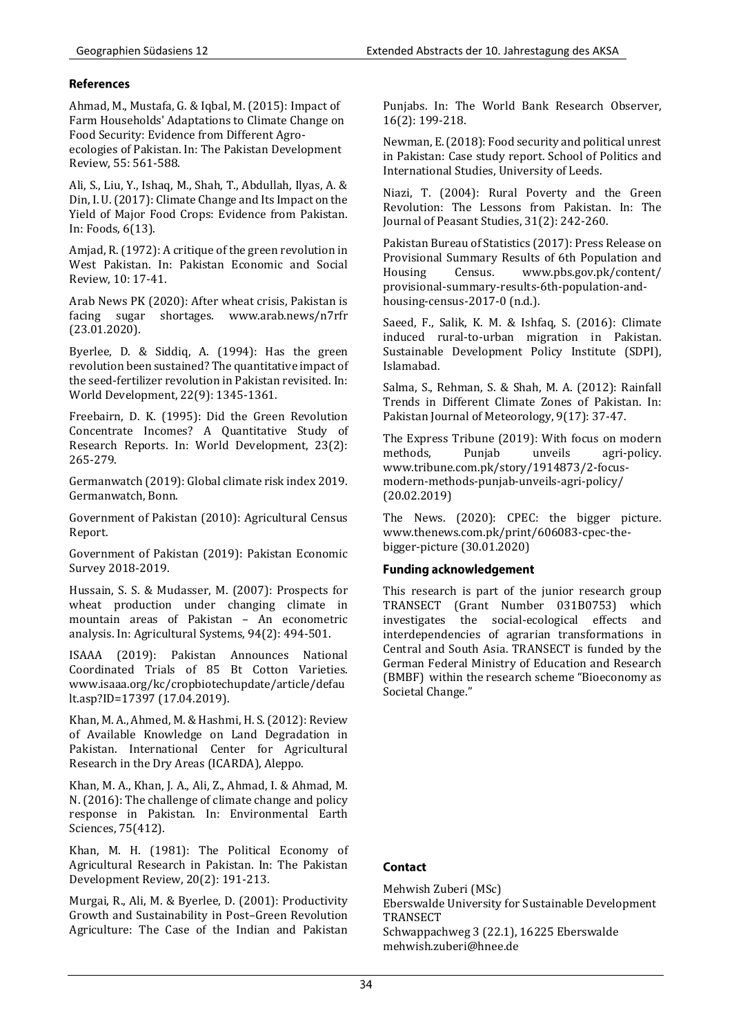## References

Ahmad, M., Mustafa, G. & Iqbal, M. (2015): Impact of Farm Households' Adaptations to Climate Change on Food Security: Evidence from Different Agro-ecologies of Pakistan. In: The Pakistan Development Review, 55: 561-588.

Ali, S., Liu, Y., Ishaq, M., Shah, T., Abdullah, Ilyas, A. & Din, I. U. (2017): Climate Change and Its Impact on the Yield of Major Food Crops: Evidence from Pakistan. In: Foods, 6(13).

Amjad, R. (1972): A critique of the green revolution in West Pakistan. In: Pakistan Economic and Social Review, 10: 17-41.

Arab News PK (2020): After wheat crisis, Pakistan is facing sugar shortages. www.arab.news/n7rfr (23.01.2020).

Byerlee, D. & Siddiq, A. (1994): Has the green revolution been sustained? The quantitative impact of the seed-fertilizer revolution in Pakistan revisited. In: World Development, 22(9): 1345-1361.

Freebairn, D. K. (1995): Did the Green Revolution Concentrate Incomes? A Quantitative Study of Research Reports. In: World Development, 23(2): 265-279.

Germanwatch (2019): Global climate risk index 2019. Germanwatch, Bonn.

Government of Pakistan (2010): Agricultural Census Report.

Government of Pakistan (2019): Pakistan Economic Survey 2018-2019.

Hussain, S. S. & Mudasser, M. (2007): Prospects for wheat production under changing climate in mountain areas of Pakistan – An econometric analysis. In: Agricultural Systems, 94(2): 494-501.

ISAAA (2019): Pakistan Announces National Coordinated Trials of 85 Bt Cotton Varieties. www.isaaa.org/kc/cropbiotechupdate/article/default.asp?ID=17397 (17.04.2019).

Khan, M. A., Ahmed, M. & Hashmi, H. S. (2012): Review of Available Knowledge on Land Degradation in Pakistan. International Center for Agricultural Research in the Dry Areas (ICARDA), Aleppo.

Khan, M. A., Khan, J. A., Ali, Z., Ahmad, I. & Ahmad, M. N. (2016): The challenge of climate change and policy response in Pakistan. In: Environmental Earth Sciences, 75(412).

Khan, M. H. (1981): The Political Economy of Agricultural Research in Pakistan. In: The Pakistan Development Review, 20(2): 191-213.

Murgai, R., Ali, M. & Byerlee, D. (2001): Productivity Growth and Sustainability in Post–Green Revolution Agriculture: The Case of the Indian and Pakistan Punjabs. In: The World Bank Research Observer, 16(2): 199-218.

Newman, E. (2018): Food security and political unrest in Pakistan: Case study report. School of Politics and International Studies, University of Leeds.

Niazi, T. (2004): Rural Poverty and the Green Revolution: The Lessons from Pakistan. In: The Journal of Peasant Studies, 31(2): 242-260.

Pakistan Bureau of Statistics (2017): Press Release on Provisional Summary Results of 6th Population and Housing Census. www.pbs.gov.pk/content/provisional-summary-results-6th-population-and-housing-census-2017-0 (n.d.).

Saeed, F., Salik, K. M. & Ishfaq, S. (2016): Climate induced rural-to-urban migration in Pakistan. Sustainable Development Policy Institute (SDPI), Islamabad.

Salma, S., Rehman, S. & Shah, M. A. (2012): Rainfall Trends in Different Climate Zones of Pakistan. In: Pakistan Journal of Meteorology, 9(17): 37-47.

The Express Tribune (2019): With focus on modern methods, Punjab unveils agri-policy. www.tribune.com.pk/story/1914873/2-focus-modern-methods-punjab-unveils-agri-policy/ (20.02.2019)

The News. (2020): CPEC: the bigger picture. www.thenews.com.pk/print/606083-cpec-the-bigger-picture (30.01.2020)

## Funding acknowledgement

This research is part of the junior research group TRANSECT (Grant Number 031B0753) which investigates the social-ecological effects and interdependencies of agrarian transformations in Central and South Asia. TRANSECT is funded by the German Federal Ministry of Education and Research (BMBF) within the research scheme "Bioeconomy as Societal Change."

## Contact

Mehwish Zuberi (MSc)
Eberswalde University for Sustainable Development
TRANSECT
Schwappachweg 3 (22.1), 16225 Eberswalde
mehwish.zuberi@hnee.de